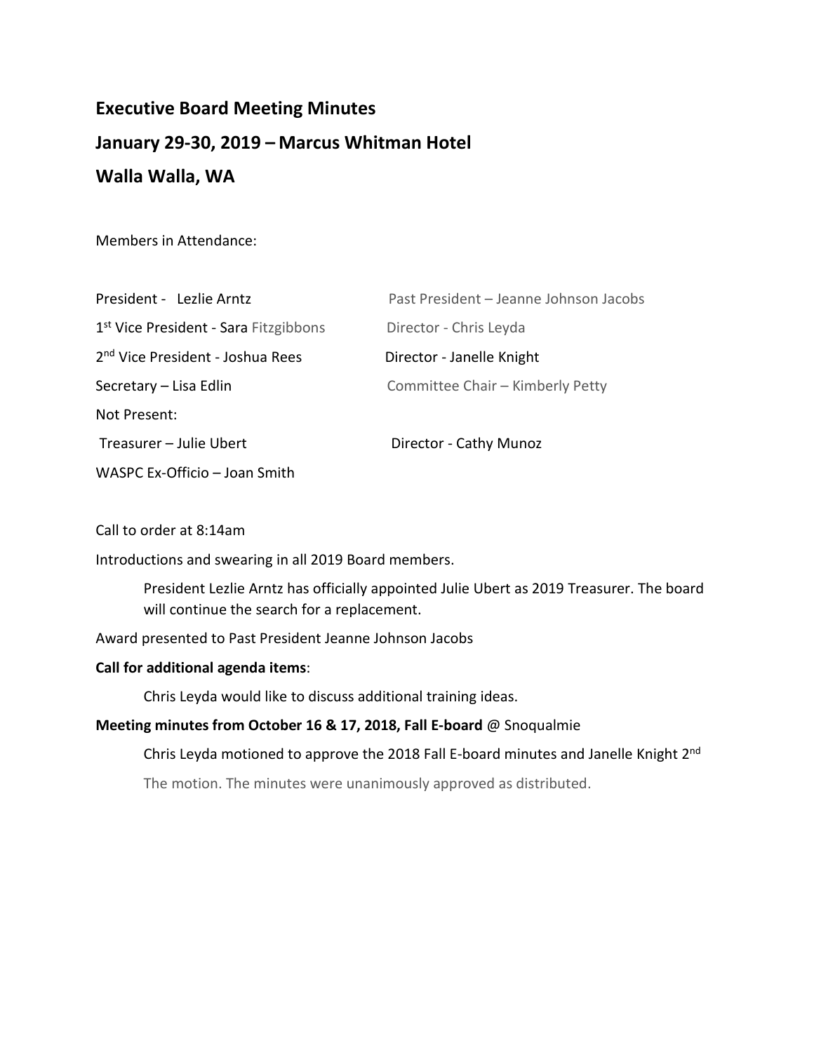## Executive Board Meeting Minutes

## January 29-30, 2019 – Marcus Whitman Hotel

## Walla Walla, WA

Members in Attendance:

President - Lezlie Arntz

1st Vice President - Sara Fitzgibbons

2nd Vice President - Joshua Rees

Secretary – Lisa Edlin

Past President – Jeanne Johnson Jacobs

Director - Chris Leyda

Director - Janelle Knight

Committee Chair – Kimberly Petty

Not Present:

Treasurer – Julie Ubert

Director - Cathy Munoz

WASPC Ex-Officio – Joan Smith

Call to order at 8:14am

Introductions and swearing in all 2019 Board members.

President Lezlie Arntz has officially appointed Julie Ubert as 2019 Treasurer. The board will continue the search for a replacement.

Award presented to Past President Jeanne Johnson Jacobs

**Call for additional agenda items**:

Chris Leyda would like to discuss additional training ideas.

**Meeting minutes from October 16 & 17, 2018, Fall E-board** @ Snoqualmie

Chris Leyda motioned to approve the 2018 Fall E-board minutes and Janelle Knight 2nd The motion. The minutes were unanimously approved as distributed.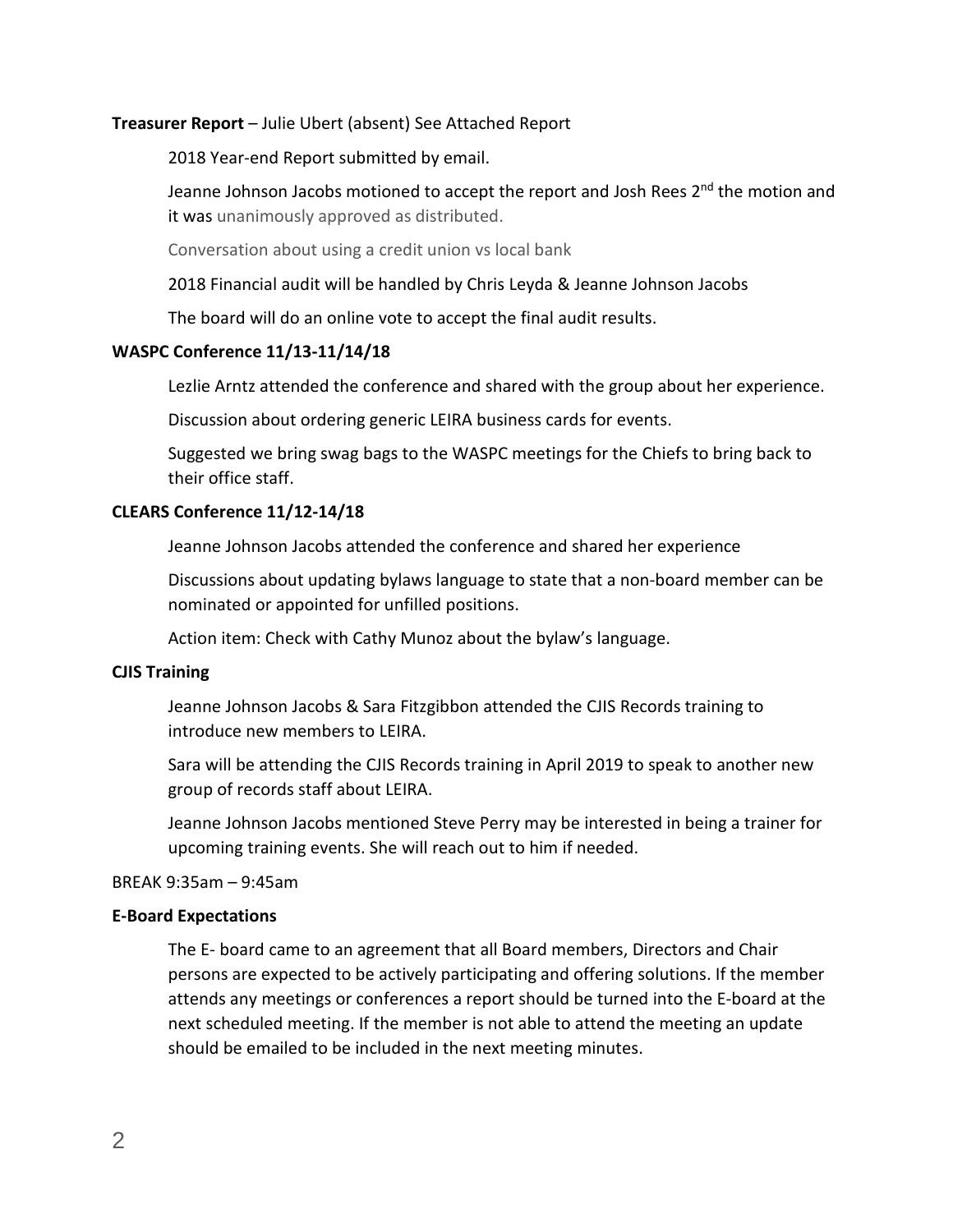**Treasurer Report** – Julie Ubert (absent) See Attached Report

2018 Year-end Report submitted by email.

Jeanne Johnson Jacobs motioned to accept the report and Josh Rees 2nd the motion and it was unanimously approved as distributed.

Conversation about using a credit union vs local bank

2018 Financial audit will be handled by Chris Leyda & Jeanne Johnson Jacobs

The board will do an online vote to accept the final audit results.

**WASPC Conference 11/13-11/14/18**

Lezlie Arntz attended the conference and shared with the group about her experience.

Discussion about ordering generic LEIRA business cards for events.

Suggested we bring swag bags to the WASPC meetings for the Chiefs to bring back to their office staff.

**CLEARS Conference 11/12-14/18**

Jeanne Johnson Jacobs attended the conference and shared her experience

Discussions about updating bylaws language to state that a non-board member can be nominated or appointed for unfilled positions.

Action item: Check with Cathy Munoz about the bylaw's language.

**CJIS Training**

Jeanne Johnson Jacobs & Sara Fitzgibbon attended the CJIS Records training to introduce new members to LEIRA.

Sara will be attending the CJIS Records training in April 2019 to speak to another new group of records staff about LEIRA.

Jeanne Johnson Jacobs mentioned Steve Perry may be interested in being a trainer for upcoming training events. She will reach out to him if needed.

BREAK 9:35am – 9:45am

**E-Board Expectations**

The E- board came to an agreement that all Board members, Directors and Chair persons are expected to be actively participating and offering solutions. If the member attends any meetings or conferences a report should be turned into the E-board at the next scheduled meeting. If the member is not able to attend the meeting an update should be emailed to be included in the next meeting minutes.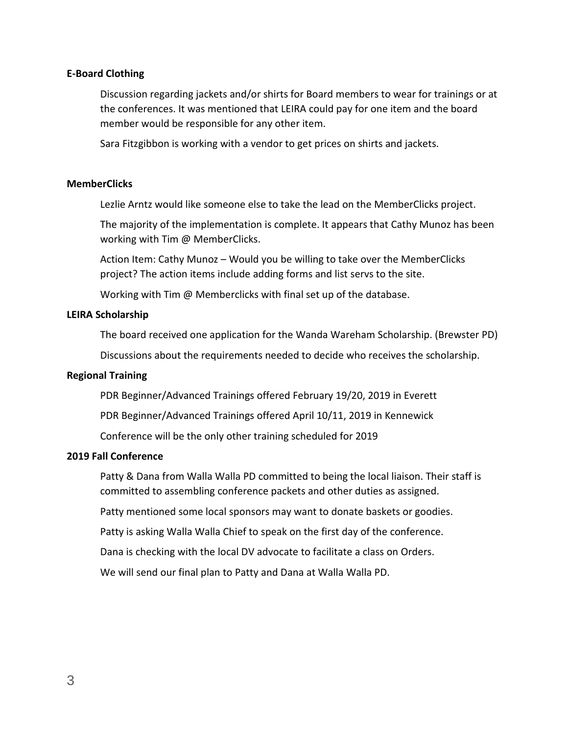**E-Board Clothing**

Discussion regarding jackets and/or shirts for Board members to wear for trainings or at the conferences. It was mentioned that LEIRA could pay for one item and the board member would be responsible for any other item.

Sara Fitzgibbon is working with a vendor to get prices on shirts and jackets.

**MemberClicks**

Lezlie Arntz would like someone else to take the lead on the MemberClicks project.

The majority of the implementation is complete. It appears that Cathy Munoz has been working with Tim @ MemberClicks.

Action Item: Cathy Munoz – Would you be willing to take over the MemberClicks project? The action items include adding forms and list servs to the site.

Working with Tim @ Memberclicks with final set up of the database.

**LEIRA Scholarship**

The board received one application for the Wanda Wareham Scholarship. (Brewster PD)

Discussions about the requirements needed to decide who receives the scholarship.

**Regional Training**

PDR Beginner/Advanced Trainings offered February 19/20, 2019 in Everett

PDR Beginner/Advanced Trainings offered April 10/11, 2019 in Kennewick

Conference will be the only other training scheduled for 2019

**2019 Fall Conference**

Patty & Dana from Walla Walla PD committed to being the local liaison. Their staff is committed to assembling conference packets and other duties as assigned.

Patty mentioned some local sponsors may want to donate baskets or goodies.

Patty is asking Walla Walla Chief to speak on the first day of the conference.

Dana is checking with the local DV advocate to facilitate a class on Orders.

We will send our final plan to Patty and Dana at Walla Walla PD.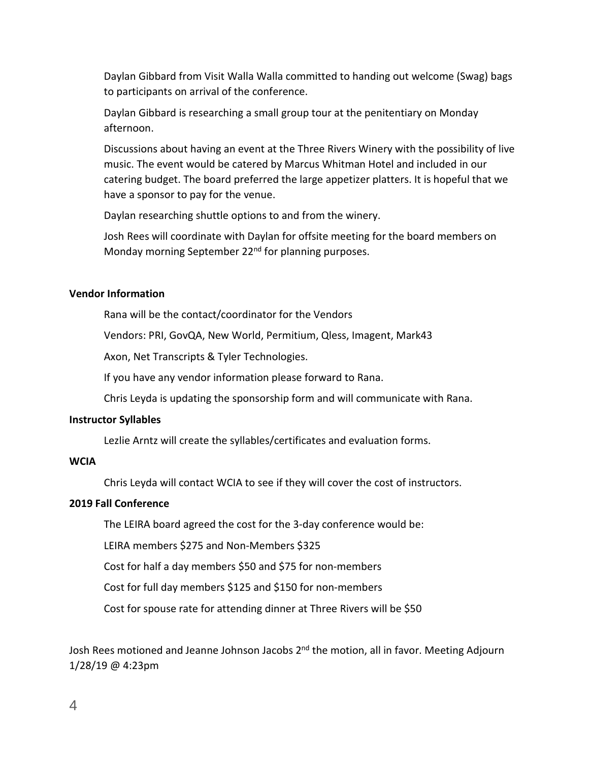Daylan Gibbard from Visit Walla Walla committed to handing out welcome (Swag) bags to participants on arrival of the conference.

Daylan Gibbard is researching a small group tour at the penitentiary on Monday afternoon.

Discussions about having an event at the Three Rivers Winery with the possibility of live music. The event would be catered by Marcus Whitman Hotel and included in our catering budget. The board preferred the large appetizer platters. It is hopeful that we have a sponsor to pay for the venue.

Daylan researching shuttle options to and from the winery.

Josh Rees will coordinate with Daylan for offsite meeting for the board members on Monday morning September 22nd for planning purposes.

**Vendor Information**

Rana will be the contact/coordinator for the Vendors

Vendors: PRI, GovQA, New World, Permitium, Qless, Imagent, Mark43

Axon, Net Transcripts & Tyler Technologies.

If you have any vendor information please forward to Rana.

Chris Leyda is updating the sponsorship form and will communicate with Rana.

**Instructor Syllables**

Lezlie Arntz will create the syllables/certificates and evaluation forms.

**WCIA**

Chris Leyda will contact WCIA to see if they will cover the cost of instructors.

**2019 Fall Conference**

The LEIRA board agreed the cost for the 3-day conference would be:

LEIRA members $275 and Non-Members $325

Cost for half a day members $50 and $75 for non-members

Cost for full day members $125 and $150 for non-members

Cost for spouse rate for attending dinner at Three Rivers will be $50

Josh Rees motioned and Jeanne Johnson Jacobs 2nd the motion, all in favor. Meeting Adjourn 1/28/19 @ 4:23pm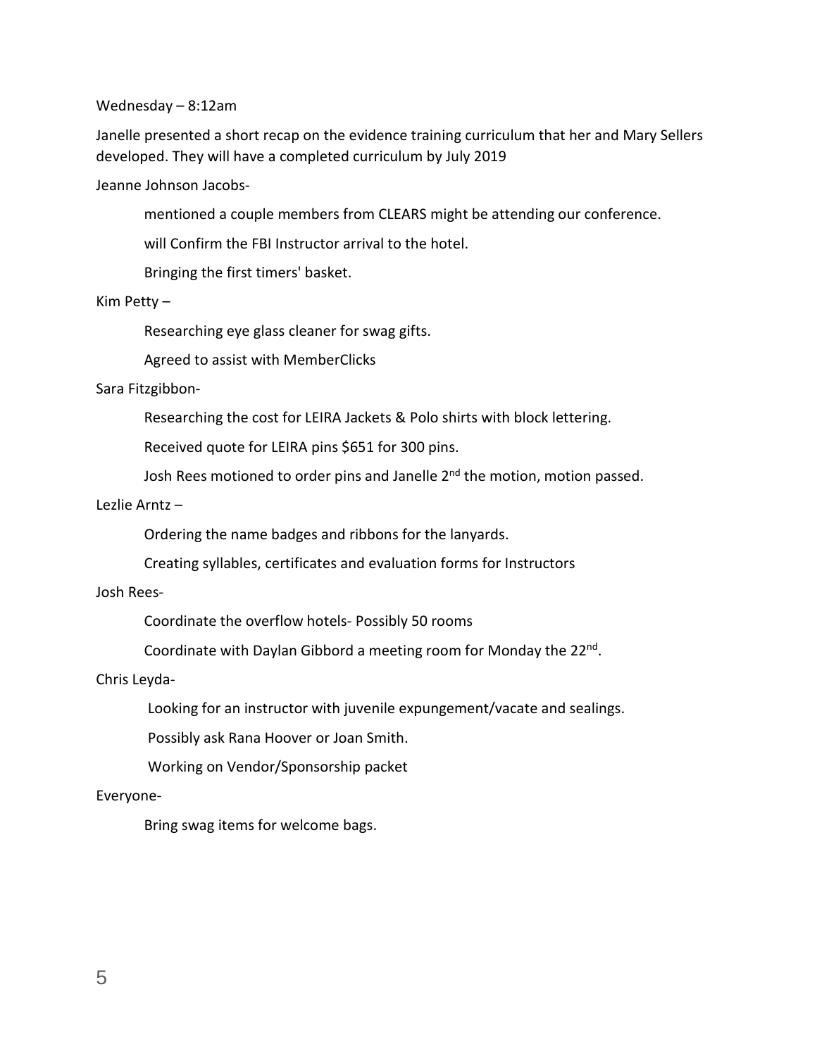Wednesday – 8:12am

Janelle presented a short recap on the evidence training curriculum that her and Mary Sellers developed. They will have a completed curriculum by July 2019

Jeanne Johnson Jacobs-

> mentioned a couple members from CLEARS might be attending our conference.
>
> will Confirm the FBI Instructor arrival to the hotel.
>
> Bringing the first timers' basket.

Kim Petty –

> Researching eye glass cleaner for swag gifts.
>
> Agreed to assist with MemberClicks

Sara Fitzgibbon-

> Researching the cost for LEIRA Jackets & Polo shirts with block lettering.
>
> Received quote for LEIRA pins $651 for 300 pins.
>
> Josh Rees motioned to order pins and Janelle 2nd the motion, motion passed.

Lezlie Arntz –

> Ordering the name badges and ribbons for the lanyards.
>
> Creating syllables, certificates and evaluation forms for Instructors

Josh Rees-

> Coordinate the overflow hotels- Possibly 50 rooms
>
> Coordinate with Daylan Gibbord a meeting room for Monday the 22nd.

Chris Leyda-

> Looking for an instructor with juvenile expungement/vacate and sealings.
>
> Possibly ask Rana Hoover or Joan Smith.
>
> Working on Vendor/Sponsorship packet

Everyone-

> Bring swag items for welcome bags.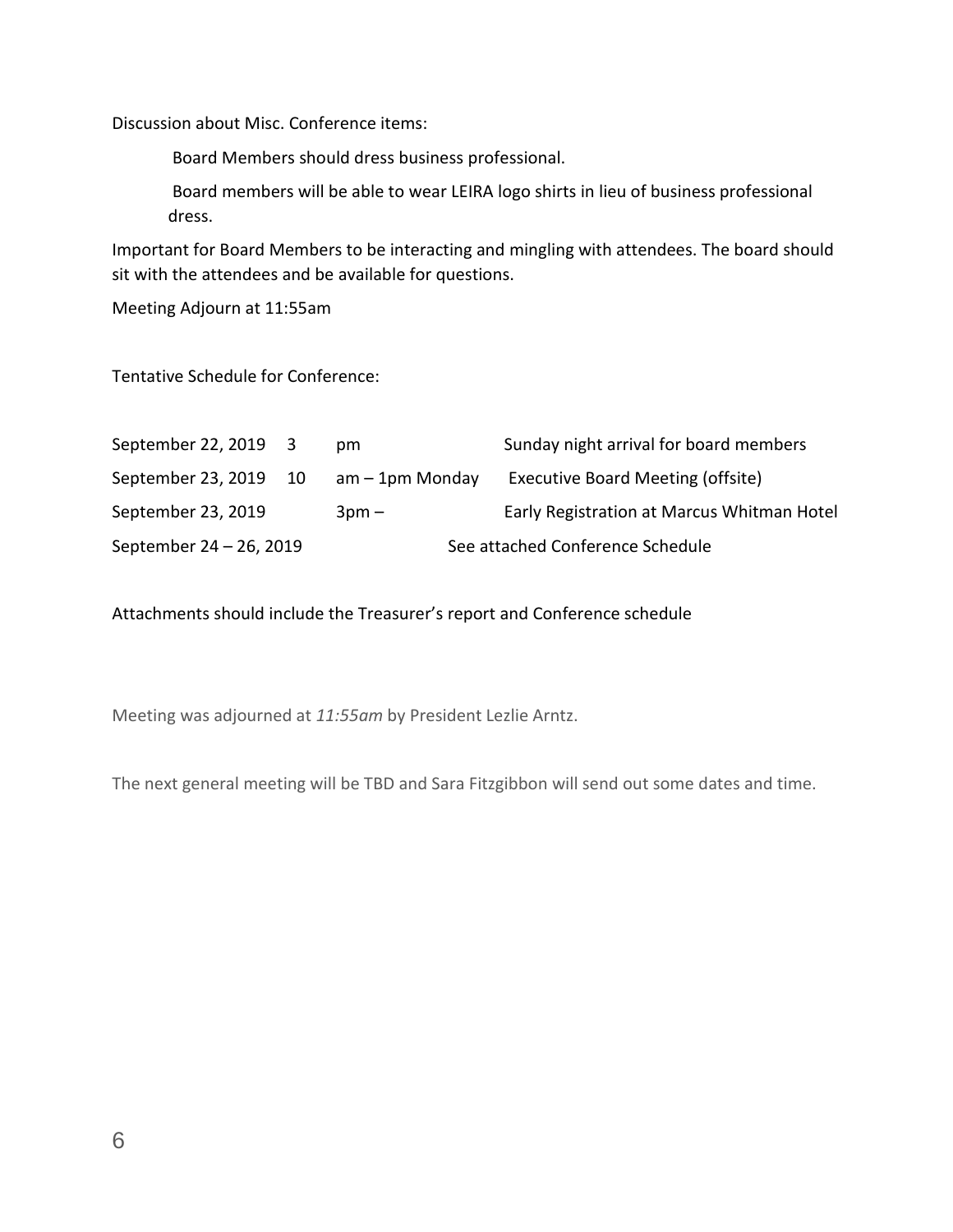Discussion about Misc. Conference items:

Board Members should dress business professional.

Board members will be able to wear LEIRA logo shirts in lieu of business professional dress.

Important for Board Members to be interacting and mingling with attendees. The board should sit with the attendees and be available for questions.

Meeting Adjourn at 11:55am

Tentative Schedule for Conference:

| | | |
|---|---|---|
| September 22, 2019 | 3 pm | Sunday night arrival for board members |
| September 23, 2019 | 10 am – 1pm Monday | Executive Board Meeting (offsite) |
| September 23, 2019 | 3pm – | Early Registration at Marcus Whitman Hotel |
| September 24 – 26, 2019 | | See attached Conference Schedule |

Attachments should include the Treasurer's report and Conference schedule

Meeting was adjourned at *11:55am* by President Lezlie Arntz.

The next general meeting will be TBD and Sara Fitzgibbon will send out some dates and time.